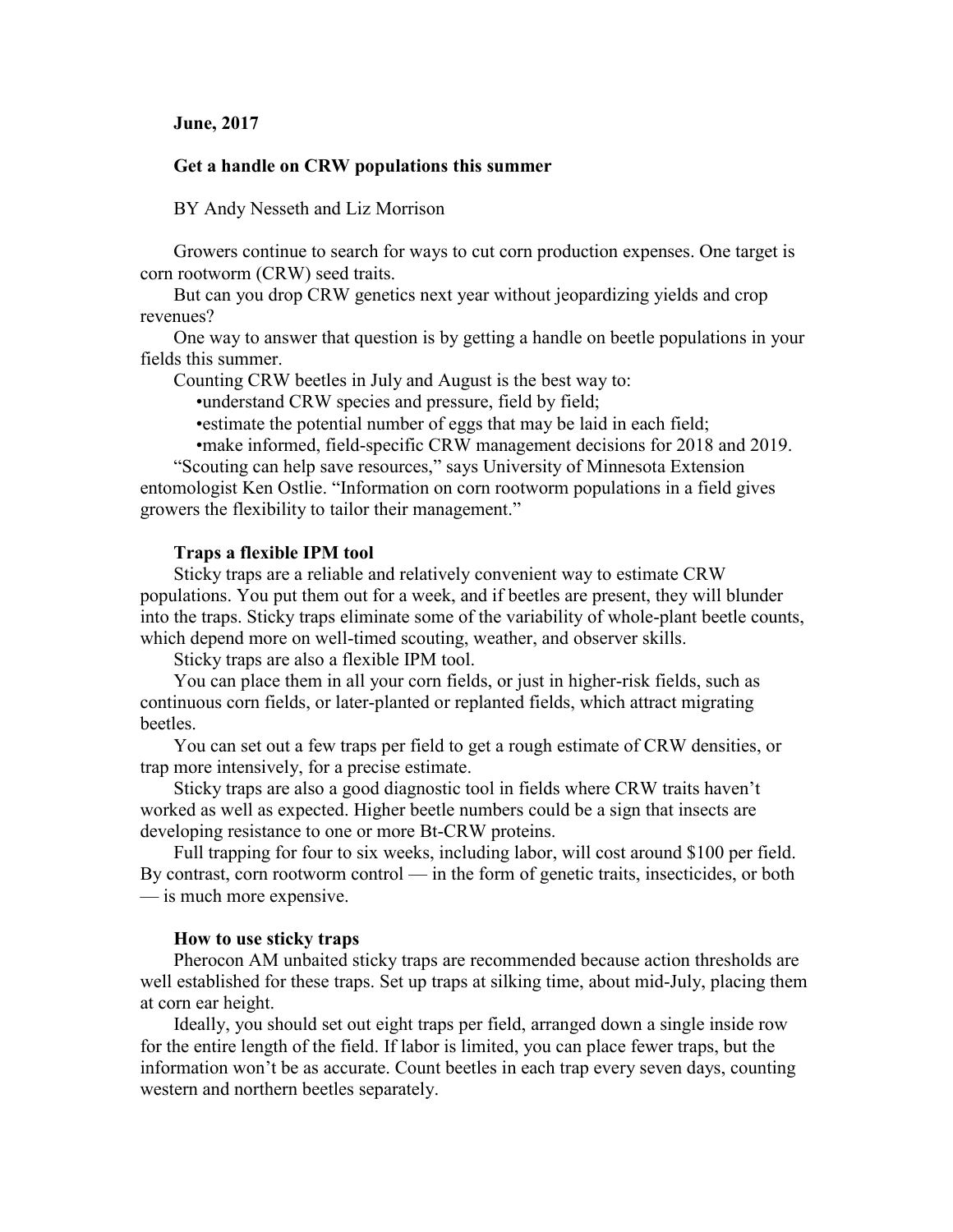**June, 2017**

# Get a handle on CRW populations this summer

BY Andy Nesseth and Liz Morrison

Growers continue to search for ways to cut corn production expenses. One target is corn rootworm (CRW) seed traits.

But can you drop CRW genetics next year without jeopardizing yields and crop revenues?

One way to answer that question is by getting a handle on beetle populations in your fields this summer.

Counting CRW beetles in July and August is the best way to:

- understand CRW species and pressure, field by field;
- estimate the potential number of eggs that may be laid in each field;
- make informed, field-specific CRW management decisions for 2018 and 2019.

"Scouting can help save resources," says University of Minnesota Extension entomologist Ken Ostlie. "Information on corn rootworm populations in a field gives growers the flexibility to tailor their management."

## Traps a flexible IPM tool

Sticky traps are a reliable and relatively convenient way to estimate CRW populations. You put them out for a week, and if beetles are present, they will blunder into the traps. Sticky traps eliminate some of the variability of whole-plant beetle counts, which depend more on well-timed scouting, weather, and observer skills.

Sticky traps are also a flexible IPM tool.

You can place them in all your corn fields, or just in higher-risk fields, such as continuous corn fields, or later-planted or replanted fields, which attract migrating beetles.

You can set out a few traps per field to get a rough estimate of CRW densities, or trap more intensively, for a precise estimate.

Sticky traps are also a good diagnostic tool in fields where CRW traits haven't worked as well as expected. Higher beetle numbers could be a sign that insects are developing resistance to one or more Bt-CRW proteins.

Full trapping for four to six weeks, including labor, will cost around $100 per field. By contrast, corn rootworm control — in the form of genetic traits, insecticides, or both — is much more expensive.

## How to use sticky traps

Pherocon AM unbaited sticky traps are recommended because action thresholds are well established for these traps. Set up traps at silking time, about mid-July, placing them at corn ear height.

Ideally, you should set out eight traps per field, arranged down a single inside row for the entire length of the field. If labor is limited, you can place fewer traps, but the information won't be as accurate. Count beetles in each trap every seven days, counting western and northern beetles separately.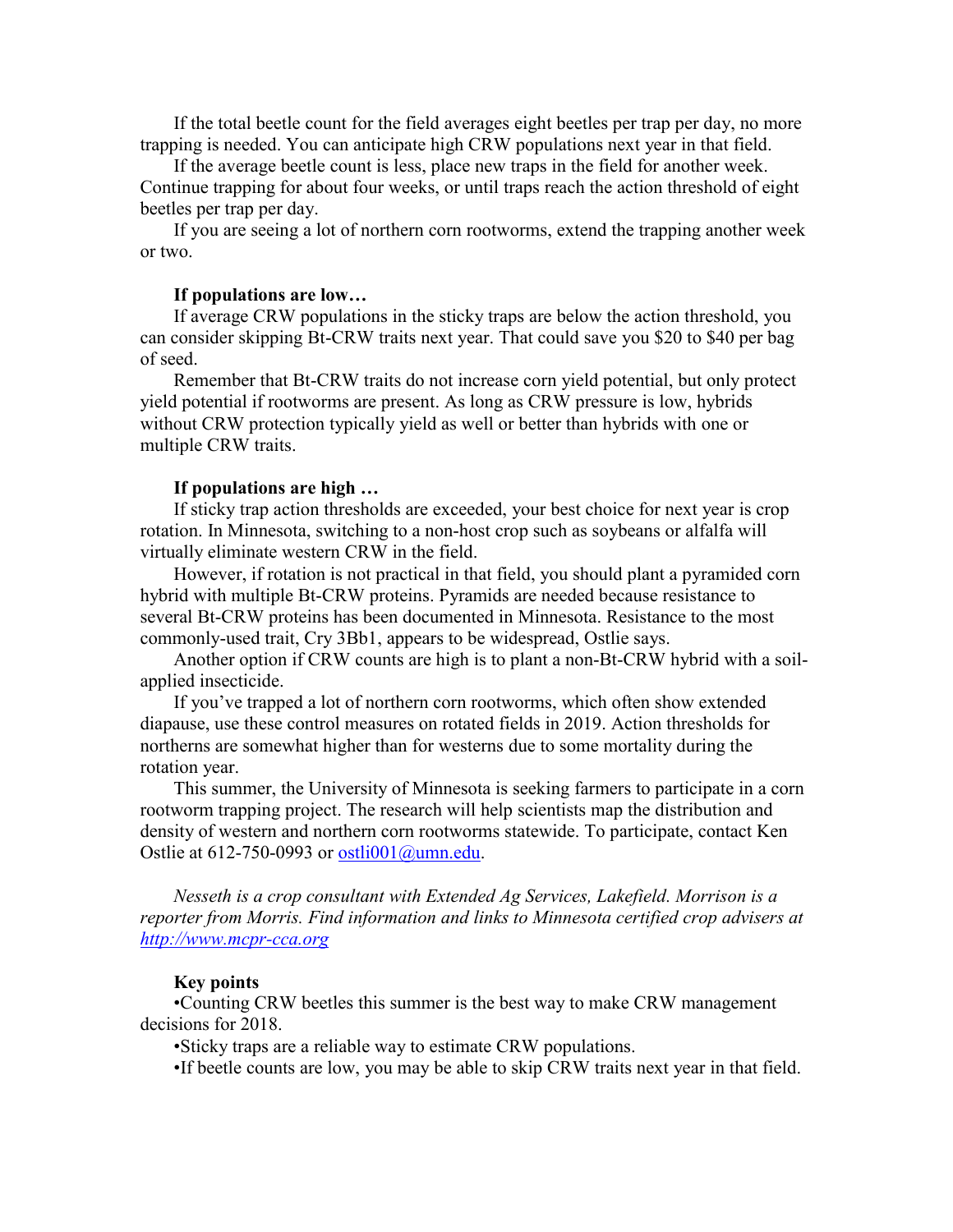If the total beetle count for the field averages eight beetles per trap per day, no more trapping is needed. You can anticipate high CRW populations next year in that field.

If the average beetle count is less, place new traps in the field for another week. Continue trapping for about four weeks, or until traps reach the action threshold of eight beetles per trap per day.

If you are seeing a lot of northern corn rootworms, extend the trapping another week or two.

**If populations are low…**

If average CRW populations in the sticky traps are below the action threshold, you can consider skipping Bt-CRW traits next year. That could save you $20 to $40 per bag of seed.

Remember that Bt-CRW traits do not increase corn yield potential, but only protect yield potential if rootworms are present. As long as CRW pressure is low, hybrids without CRW protection typically yield as well or better than hybrids with one or multiple CRW traits.

**If populations are high …**

If sticky trap action thresholds are exceeded, your best choice for next year is crop rotation. In Minnesota, switching to a non-host crop such as soybeans or alfalfa will virtually eliminate western CRW in the field.

However, if rotation is not practical in that field, you should plant a pyramided corn hybrid with multiple Bt-CRW proteins. Pyramids are needed because resistance to several Bt-CRW proteins has been documented in Minnesota. Resistance to the most commonly-used trait, Cry 3Bb1, appears to be widespread, Ostlie says.

Another option if CRW counts are high is to plant a non-Bt-CRW hybrid with a soil-applied insecticide.

If you've trapped a lot of northern corn rootworms, which often show extended diapause, use these control measures on rotated fields in 2019. Action thresholds for northerns are somewhat higher than for westerns due to some mortality during the rotation year.

This summer, the University of Minnesota is seeking farmers to participate in a corn rootworm trapping project. The research will help scientists map the distribution and density of western and northern corn rootworms statewide. To participate, contact Ken Ostlie at 612-750-0993 or ostli001@umn.edu.

*Nesseth is a crop consultant with Extended Ag Services, Lakefield. Morrison is a reporter from Morris. Find information and links to Minnesota certified crop advisers at http://www.mcpr-cca.org*

**Key points**

- Counting CRW beetles this summer is the best way to make CRW management decisions for 2018.
- Sticky traps are a reliable way to estimate CRW populations.
- If beetle counts are low, you may be able to skip CRW traits next year in that field.